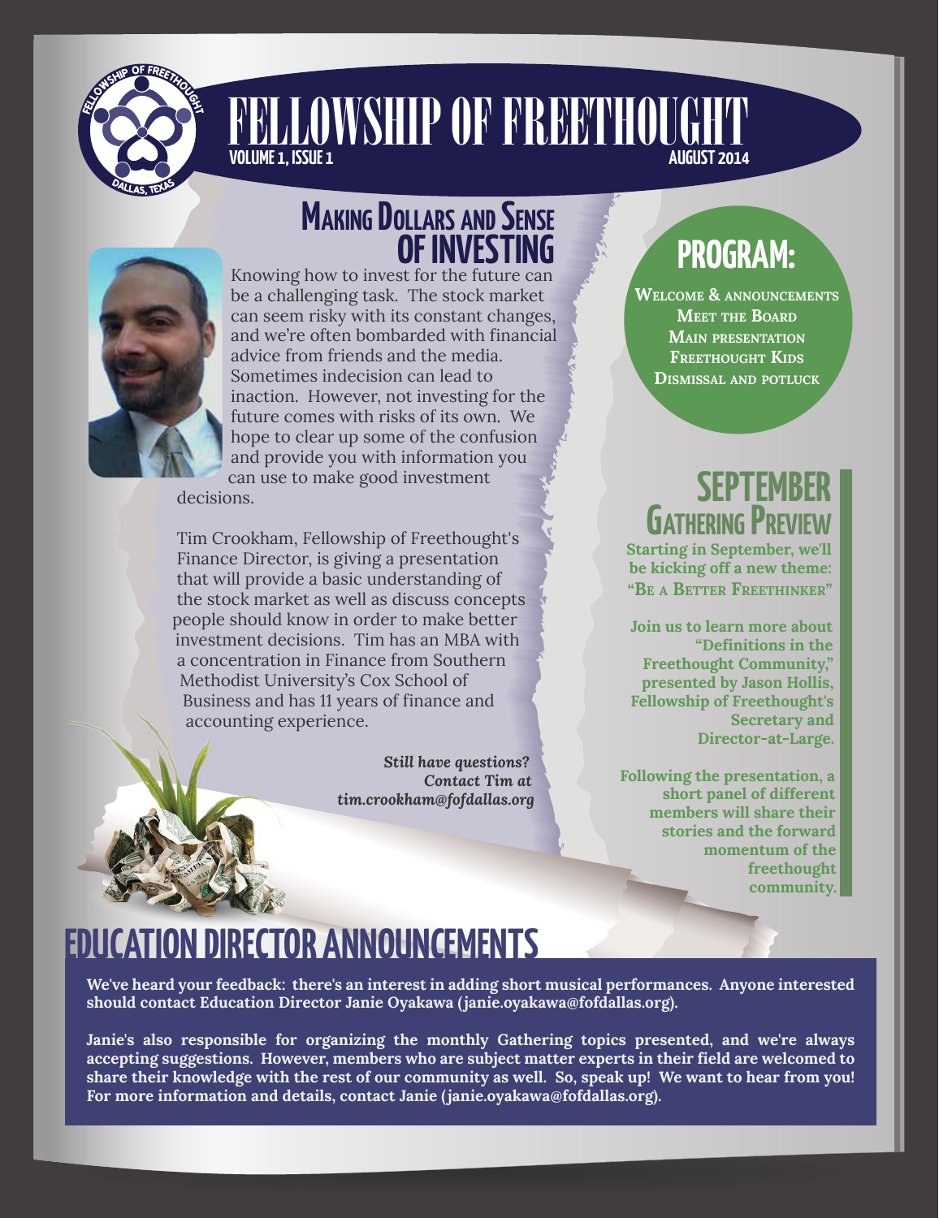# FELLOWSHIP OF FREETHOUGHT

VOLUME 1, ISSUE 1 AUGUST 2014

## Making Dollars and Sense of Investing

Knowing how to invest for the future can be a challenging task. The stock market can seem risky with its constant changes, and we're often bombarded with financial advice from friends and the media. Sometimes indecision can lead to inaction. However, not investing for the future comes with risks of its own. We hope to clear up some of the confusion and provide you with information you can use to make good investment decisions.

Tim Crookham, Fellowship of Freethought's Finance Director, is giving a presentation that will provide a basic understanding of the stock market as well as discuss concepts people should know in order to make better investment decisions. Tim has an MBA with a concentration in Finance from Southern Methodist University's Cox School of Business and has 11 years of finance and accounting experience.

***Still have questions? Contact Tim at tim.crookham@fofdallas.org***

## PROGRAM:

**Welcome & announcements**
**Meet the Board**
**Main presentation**
**Freethought Kids**
**Dismissal and potluck**

## SEPTEMBER Gathering Preview

**Starting in September, we'll be kicking off a new theme: "Be a Better Freethinker"**

**Join us to learn more about "Definitions in the Freethought Community," presented by Jason Hollis, Fellowship of Freethought's Secretary and Director-at-Large.**

**Following the presentation, a short panel of different members will share their stories and the forward momentum of the freethought community.**

## EDUCATION DIRECTOR ANNOUNCEMENTS

**We've heard your feedback: there's an interest in adding short musical performances. Anyone interested should contact Education Director Janie Oyakawa (janie.oyakawa@fofdallas.org).**

**Janie's also responsible for organizing the monthly Gathering topics presented, and we're always accepting suggestions. However, members who are subject matter experts in their field are welcomed to share their knowledge with the rest of our community as well. So, speak up! We want to hear from you! For more information and details, contact Janie (janie.oyakawa@fofdallas.org).**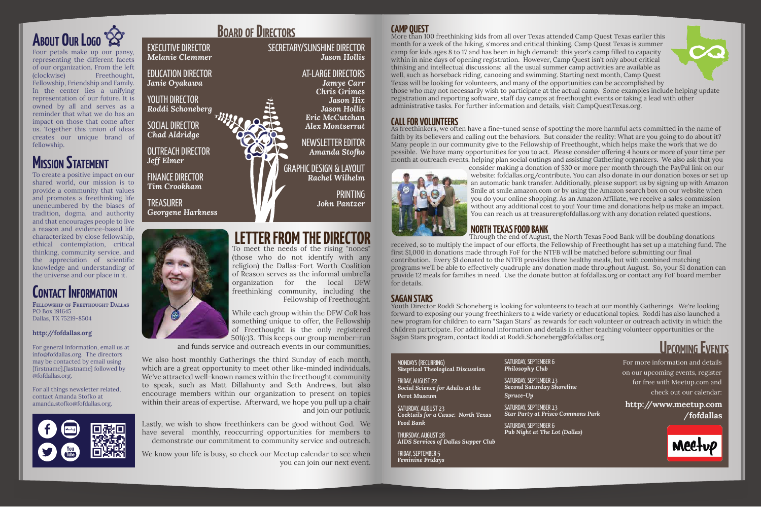## About Our Logo

Four petals make up our pansy, representing the different facets of our organization. From the left (clockwise) Freethought, Fellowship, Friendship and Family. In the center lies a unifying representation of our future. It is owned by all and serves as a reminder that what we do has an impact on those that come after us. Together this union of ideas creates our unique brand of fellowship.

## Mission Statement

To create a positive impact on our shared world, our mission is to provide a community that values and promotes a freethinking life unencumbered by the biases of tradition, dogma, and authority and that encourages people to live a reason and evidence-based life characterized by close fellowship, ethical contemplation, critical thinking, community service, and the appreciation of scientific knowledge and understanding of the universe and our place in it.

## Contact Information

**Fellowship of Freethought Dallas**
PO Box 191645
Dallas, TX 75219-8504

**http://fofdallas.org**

For general information, email us at info@fofdallas.org. The directors may be contacted by email using [firstname].[lastname] followed by @fofdallas.org.

For all things newsletter related, contact Amanda Stofko at amanda.stofko@fofdallas.org.

## Board of Directors

EXECUTIVE DIRECTOR
*Melanie Clemmer*

EDUCATION DIRECTOR
*Janie Oyakawa*

YOUTH DIRECTOR
*Roddi Schoneberg*

SOCIAL DIRECTOR
*Chad Aldridge*

OUTREACH DIRECTOR
*Jeff Elmer*

FINANCE DIRECTOR
*Tim Crookham*

TREASURER
*Georgene Harkness*

SECRETARY/SUNSHINE DIRECTOR
*Jason Hollis*

AT-LARGE DIRECTORS
*Jamye Carr*
*Chris Grimes*
*Jason Hix*
*Jason Hollis*
*Eric McCutchan*
*Alex Montserrat*

NEWSLETTER EDITOR
*Amanda Stofko*

GRAPHIC DESIGN & LAYOUT
*Rachel Wilhelm*

PRINTING
*John Pantzer*

## Letter from the Director

To meet the needs of the rising "nones" (those who do not identify with any religion) the Dallas-Fort Worth Coalition of Reason serves as the informal umbrella organization for the local DFW freethinking community, including the Fellowship of Freethought.

While each group within the DFW CoR has something unique to offer, the Fellowship of Freethought is the only registered 501(c)3. This keeps our group member-run and funds service and outreach events in our communities.

We also host monthly Gatherings the third Sunday of each month, which are a great opportunity to meet other like-minded individuals. We've attracted well-known names within the freethought community to speak, such as Matt Dillahunty and Seth Andrews, but also encourage members within our organization to present on topics within their areas of expertise. Afterward, we hope you pull up a chair and join our potluck.

Lastly, we wish to show freethinkers can be good without God. We have several monthly, reoccurring opportunities for members to demonstrate our commitment to community service and outreach.

We know your life is busy, so check our Meetup calendar to see when you can join our next event.

## Camp Quest

More than 100 freethinking kids from all over Texas attended Camp Quest Texas earlier this month for a week of the hiking, s'mores and critical thinking. Camp Quest Texas is summer camp for kids ages 8 to 17 and has been in high demand: this year's camp filled to capacity within in nine days of opening registration. However, Camp Quest isn't only about critical thinking and intellectual discussions; all the usual summer camp activities are available as well, such as horseback riding, canoeing and swimming. Starting next month, Camp Quest Texas will be looking for volunteers, and many of the opportunities can be accomplished by those who may not necessarily wish to participate at the actual camp. Some examples include helping update registration and reporting software, staff day camps at freethought events or taking a lead with other administrative tasks. For further information and details, visit CampQuestTexas.org.

## Call for Volunteers

As freethinkers, we often have a fine-tuned sense of spotting the more harmful acts committed in the name of faith by its believers and calling out the behaviors. But consider the reality: What are you going to do about it? Many people in our community give to the Fellowship of Freethought, which helps make the work that we do possible. We have many opportunities for you to act. Please consider offering 4 hours or more of your time per month at outreach events, helping plan social outings and assisting Gathering organizers. We also ask that you consider making a donation of $30 or more per month through the PayPal link on our website: fofdallas.org/contribute. You can also donate in our donation boxes or set up an automatic bank transfer. Additionally, please support us by signing up with Amazon Smile at smile.amazon.com or by using the Amazon search box on our website when you do your online shopping. As an Amazon Affiliate, we receive a sales commission without any additional cost to you! Your time and donations help us make an impact. You can reach us at treasurer@fofdallas.org with any donation related questions.

## North Texas Food Bank

Through the end of August, the North Texas Food Bank will be doubling donations received, so to multiply the impact of our efforts, the Fellowship of Freethought has set up a matching fund. The first $1,000 in donations made through FoF for the NTFB will be matched before submitting our final contribution. Every $1 donated to the NTFB provides three healthy meals, but with combined matching programs we'll be able to effectively quadruple any donation made throughout August. So, your $1 donation can provide 12 meals for families in need. Use the donate button at fofdallas.org or contact any FoF board member for details.

## Sagan Stars

Youth Director Roddi Schoneberg is looking for volunteers to teach at our monthly Gatherings. We're looking forward to exposing our young freethinkers to a wide variety or educational topics. Roddi has also launched a new program for children to earn "Sagan Stars" as rewards for each volunteer or outreach activity in which the children participate. For additional information and details in either teaching volunteer opportunities or the Sagan Stars program, contact Roddi at Roddi.Schoneberg@fofdallas.org

## Upcoming Events

MONDAYS (RECURRING)
*Skeptical Theological Discussion*

FRIDAY, AUGUST 22
*Social Science for Adults at the Perot Museum*

SATURDAY, AUGUST 23
*Cocktails for a Cause: North Texas Food Bank*

THURSDAY, AUGUST 28
*AIDS Services of Dallas Supper Club*

FRIDAY, SEPTEMBER 5
*Feminine Fridays*

SATURDAY, SEPTEMBER 6
*Philosophy Club*

SATURDAY, SEPTEMBER 13
*Second Saturday Shoreline Spruce-Up*

SATURDAY, SEPTEMBER 13
*Star Party at Frisco Commons Park*

SATURDAY, SEPTEMBER 6
*Pub Night at The Lot (Dallas)*

For more information and details on our upcoming events, register for free with Meetup.com and check out our calendar:

**http://www.meetup.com/fofdallas**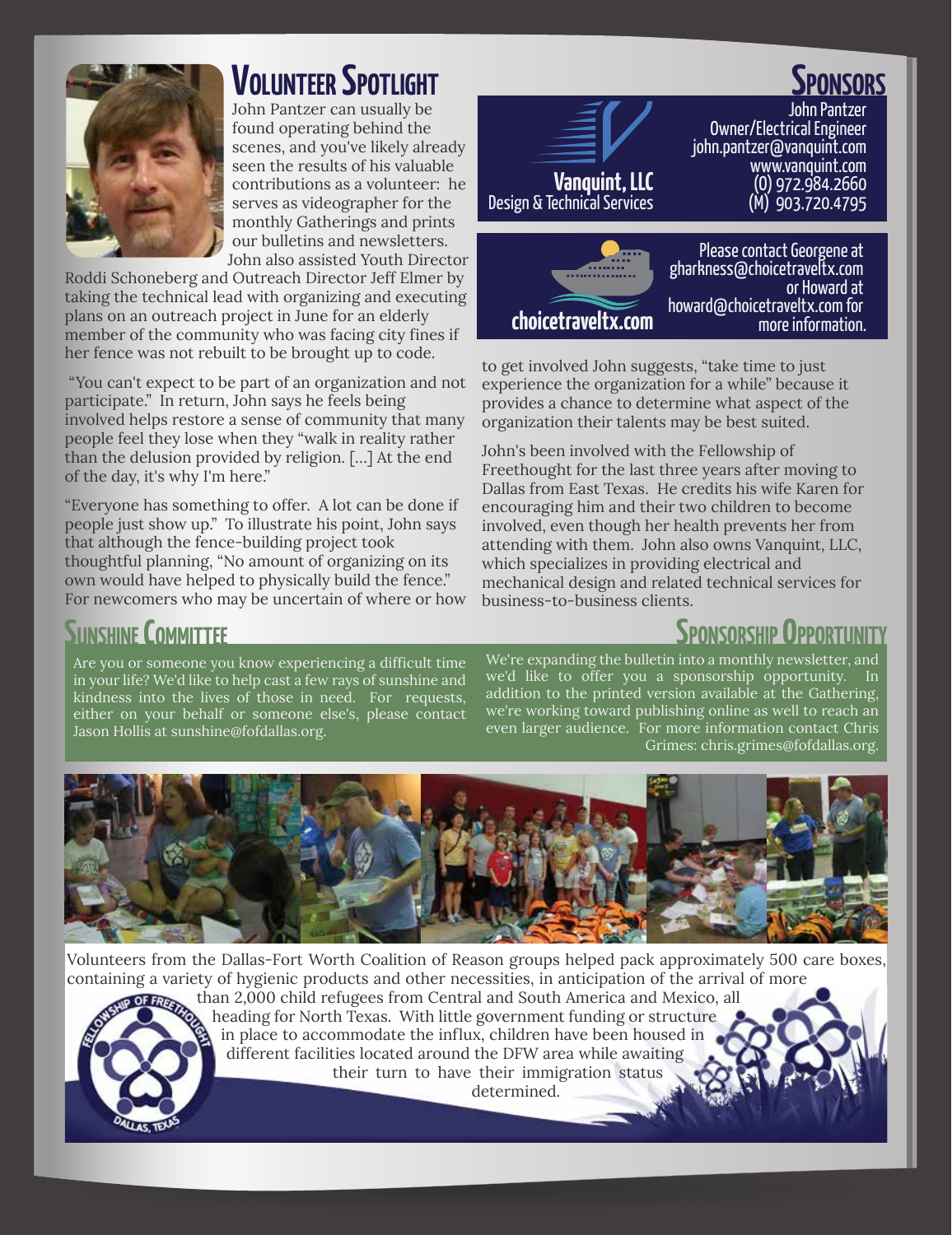## Volunteer Spotlight

John Pantzer can usually be found operating behind the scenes, and you've likely already seen the results of his valuable contributions as a volunteer: he serves as videographer for the monthly Gatherings and prints our bulletins and newsletters. John also assisted Youth Director Roddi Schoneberg and Outreach Director Jeff Elmer by taking the technical lead with organizing and executing plans on an outreach project in June for an elderly member of the community who was facing city fines if her fence was not rebuilt to be brought up to code.

"You can't expect to be part of an organization and not participate." In return, John says he feels being involved helps restore a sense of community that many people feel they lose when they "walk in reality rather than the delusion provided by religion. [...] At the end of the day, it's why I'm here."

"Everyone has something to offer. A lot can be done if people just show up." To illustrate his point, John says that although the fence-building project took thoughtful planning, "No amount of organizing on its own would have helped to physically build the fence." For newcomers who may be uncertain of where or how to get involved John suggests, "take time to just experience the organization for a while" because it provides a chance to determine what aspect of the organization their talents may be best suited.

John's been involved with the Fellowship of Freethought for the last three years after moving to Dallas from East Texas. He credits his wife Karen for encouraging him and their two children to become involved, even though her health prevents her from attending with them. John also owns Vanquint, LLC, which specializes in providing electrical and mechanical design and related technical services for business-to-business clients.

## Sponsors

**Vanquint, LLC**
Design & Technical Services

John Pantzer
Owner/Electrical Engineer
john.pantzer@vanquint.com
www.vanquint.com
(O) 972.984.2660
(M) 903.720.4795

**choicetraveltx.com**

Please contact Georgene at gharkness@choicetraveltx.com or Howard at howard@choicetraveltx.com for more information.

## Sunshine Committee

Are you or someone you know experiencing a difficult time in your life? We'd like to help cast a few rays of sunshine and kindness into the lives of those in need. For requests, either on your behalf or someone else's, please contact Jason Hollis at sunshine@fofdallas.org.

## Sponsorship Opportunity

We're expanding the bulletin into a monthly newsletter, and we'd like to offer you a sponsorship opportunity. In addition to the printed version available at the Gathering, we're working toward publishing online as well to reach an even larger audience. For more information contact Chris Grimes: chris.grimes@fofdallas.org.

Volunteers from the Dallas-Fort Worth Coalition of Reason groups helped pack approximately 500 care boxes, containing a variety of hygienic products and other necessities, in anticipation of the arrival of more than 2,000 child refugees from Central and South America and Mexico, all heading for North Texas. With little government funding or structure in place to accommodate the influx, children have been housed in different facilities located around the DFW area while awaiting their turn to have their immigration status determined.

Fellowship of Freethought
Dallas, Texas